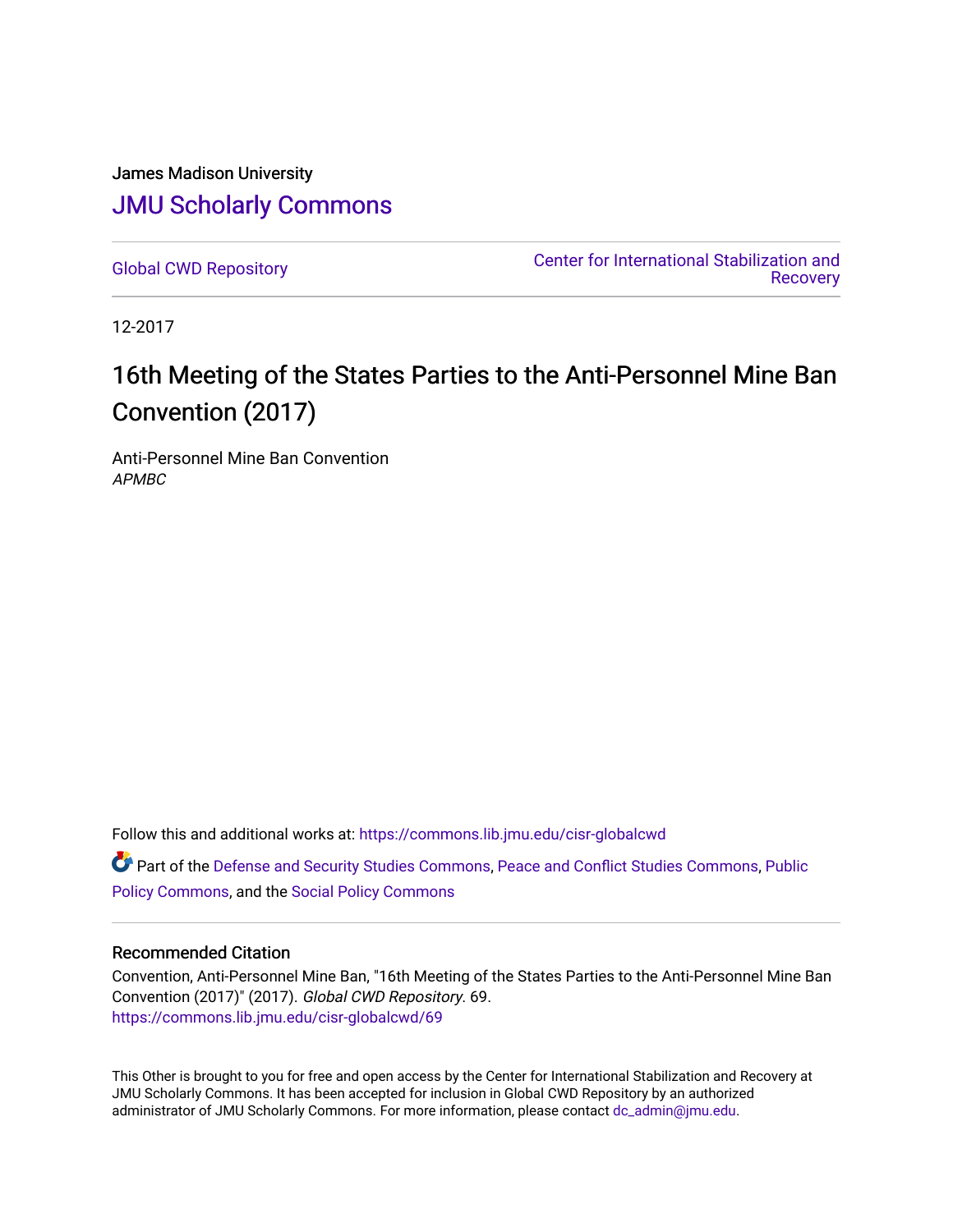James Madison University

# JMU Scholarly Commons

Global CWD Repository

Center for International Stabilization and Recovery

12-2017

# 16th Meeting of the States Parties to the Anti-Personnel Mine Ban Convention (2017)

Anti-Personnel Mine Ban Convention
*APMBC*

Follow this and additional works at: https://commons.lib.jmu.edu/cisr-globalcwd

Part of the Defense and Security Studies Commons, Peace and Conflict Studies Commons, Public Policy Commons, and the Social Policy Commons

### Recommended Citation

Convention, Anti-Personnel Mine Ban, "16th Meeting of the States Parties to the Anti-Personnel Mine Ban Convention (2017)" (2017). *Global CWD Repository*. 69.
https://commons.lib.jmu.edu/cisr-globalcwd/69

This Other is brought to you for free and open access by the Center for International Stabilization and Recovery at JMU Scholarly Commons. It has been accepted for inclusion in Global CWD Repository by an authorized administrator of JMU Scholarly Commons. For more information, please contact dc_admin@jmu.edu.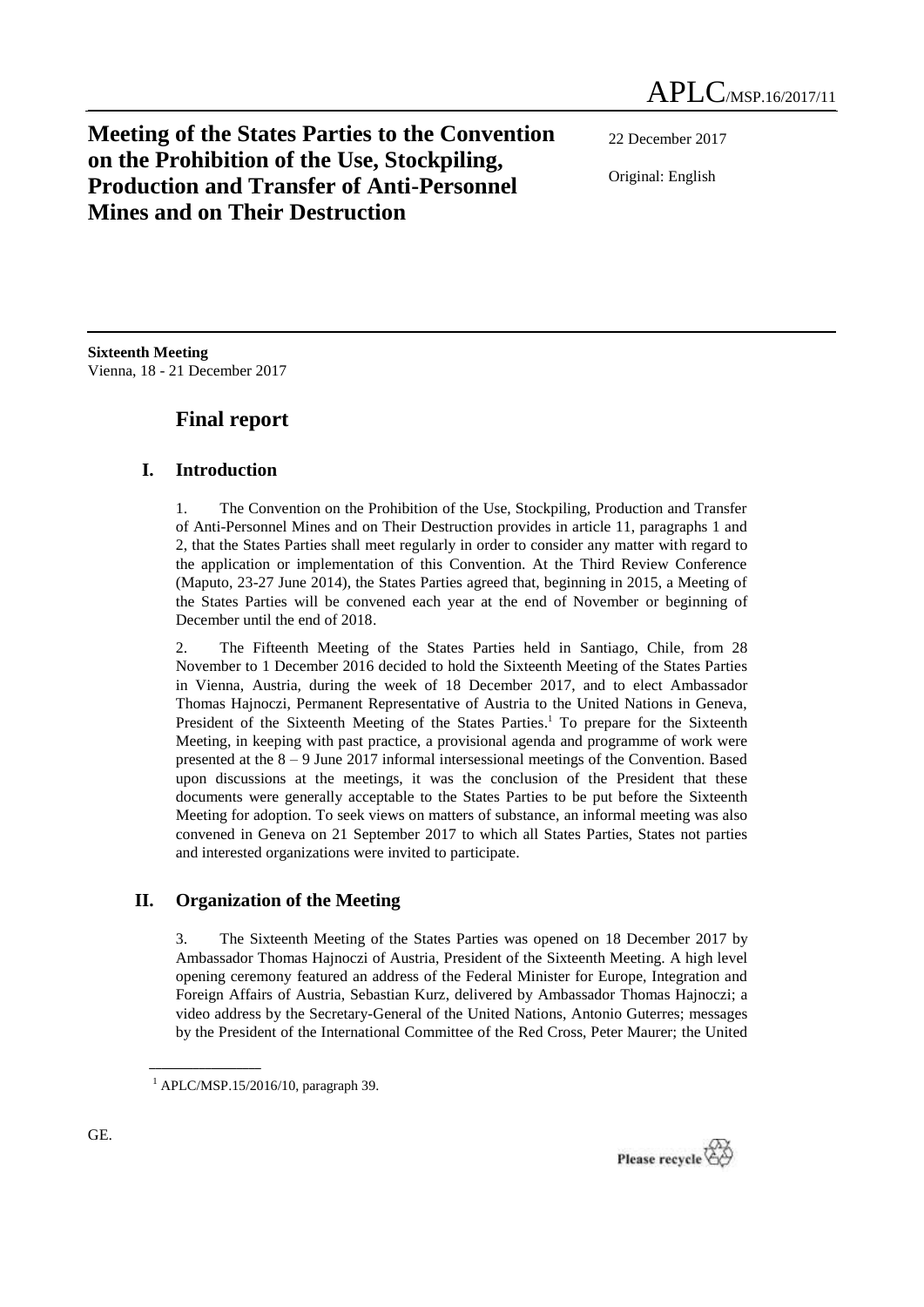# Meeting of the States Parties to the Convention on the Prohibition of the Use, Stockpiling, Production and Transfer of Anti-Personnel Mines and on Their Destruction

APLC/MSP.16/2017/11

22 December 2017

Original: English

**Sixteenth Meeting**
Vienna, 18 - 21 December 2017

## Final report

### I. Introduction

1. The Convention on the Prohibition of the Use, Stockpiling, Production and Transfer of Anti-Personnel Mines and on Their Destruction provides in article 11, paragraphs 1 and 2, that the States Parties shall meet regularly in order to consider any matter with regard to the application or implementation of this Convention. At the Third Review Conference (Maputo, 23-27 June 2014), the States Parties agreed that, beginning in 2015, a Meeting of the States Parties will be convened each year at the end of November or beginning of December until the end of 2018.

2. The Fifteenth Meeting of the States Parties held in Santiago, Chile, from 28 November to 1 December 2016 decided to hold the Sixteenth Meeting of the States Parties in Vienna, Austria, during the week of 18 December 2017, and to elect Ambassador Thomas Hajnoczi, Permanent Representative of Austria to the United Nations in Geneva, President of the Sixteenth Meeting of the States Parties.[1] To prepare for the Sixteenth Meeting, in keeping with past practice, a provisional agenda and programme of work were presented at the 8 – 9 June 2017 informal intersessional meetings of the Convention. Based upon discussions at the meetings, it was the conclusion of the President that these documents were generally acceptable to the States Parties to be put before the Sixteenth Meeting for adoption. To seek views on matters of substance, an informal meeting was also convened in Geneva on 21 September 2017 to which all States Parties, States not parties and interested organizations were invited to participate.

### II. Organization of the Meeting

3. The Sixteenth Meeting of the States Parties was opened on 18 December 2017 by Ambassador Thomas Hajnoczi of Austria, President of the Sixteenth Meeting. A high level opening ceremony featured an address of the Federal Minister for Europe, Integration and Foreign Affairs of Austria, Sebastian Kurz, delivered by Ambassador Thomas Hajnoczi; a video address by the Secretary-General of the United Nations, Antonio Guterres; messages by the President of the International Committee of the Red Cross, Peter Maurer; the United

---

[1] APLC/MSP.15/2016/10, paragraph 39.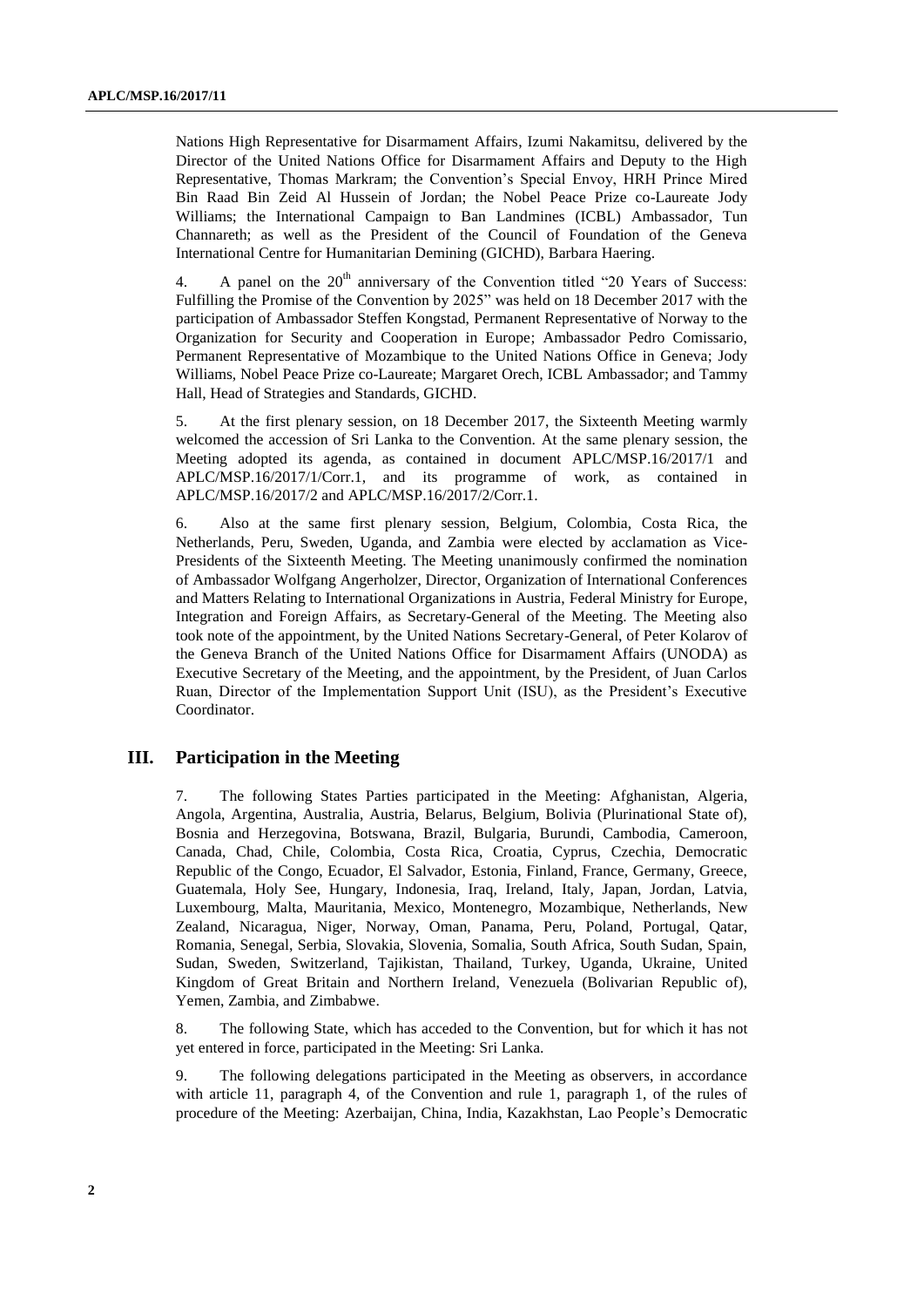Nations High Representative for Disarmament Affairs, Izumi Nakamitsu, delivered by the Director of the United Nations Office for Disarmament Affairs and Deputy to the High Representative, Thomas Markram; the Convention's Special Envoy, HRH Prince Mired Bin Raad Bin Zeid Al Hussein of Jordan; the Nobel Peace Prize co-Laureate Jody Williams; the International Campaign to Ban Landmines (ICBL) Ambassador, Tun Channareth; as well as the President of the Council of Foundation of the Geneva International Centre for Humanitarian Demining (GICHD), Barbara Haering.

4. A panel on the 20th anniversary of the Convention titled "20 Years of Success: Fulfilling the Promise of the Convention by 2025" was held on 18 December 2017 with the participation of Ambassador Steffen Kongstad, Permanent Representative of Norway to the Organization for Security and Cooperation in Europe; Ambassador Pedro Comissario, Permanent Representative of Mozambique to the United Nations Office in Geneva; Jody Williams, Nobel Peace Prize co-Laureate; Margaret Orech, ICBL Ambassador; and Tammy Hall, Head of Strategies and Standards, GICHD.

5. At the first plenary session, on 18 December 2017, the Sixteenth Meeting warmly welcomed the accession of Sri Lanka to the Convention. At the same plenary session, the Meeting adopted its agenda, as contained in document APLC/MSP.16/2017/1 and APLC/MSP.16/2017/1/Corr.1, and its programme of work, as contained in APLC/MSP.16/2017/2 and APLC/MSP.16/2017/2/Corr.1.

6. Also at the same first plenary session, Belgium, Colombia, Costa Rica, the Netherlands, Peru, Sweden, Uganda, and Zambia were elected by acclamation as Vice-Presidents of the Sixteenth Meeting. The Meeting unanimously confirmed the nomination of Ambassador Wolfgang Angerholzer, Director, Organization of International Conferences and Matters Relating to International Organizations in Austria, Federal Ministry for Europe, Integration and Foreign Affairs, as Secretary-General of the Meeting. The Meeting also took note of the appointment, by the United Nations Secretary-General, of Peter Kolarov of the Geneva Branch of the United Nations Office for Disarmament Affairs (UNODA) as Executive Secretary of the Meeting, and the appointment, by the President, of Juan Carlos Ruan, Director of the Implementation Support Unit (ISU), as the President's Executive Coordinator.

## III. Participation in the Meeting

7. The following States Parties participated in the Meeting: Afghanistan, Algeria, Angola, Argentina, Australia, Austria, Belarus, Belgium, Bolivia (Plurinational State of), Bosnia and Herzegovina, Botswana, Brazil, Bulgaria, Burundi, Cambodia, Cameroon, Canada, Chad, Chile, Colombia, Costa Rica, Croatia, Cyprus, Czechia, Democratic Republic of the Congo, Ecuador, El Salvador, Estonia, Finland, France, Germany, Greece, Guatemala, Holy See, Hungary, Indonesia, Iraq, Ireland, Italy, Japan, Jordan, Latvia, Luxembourg, Malta, Mauritania, Mexico, Montenegro, Mozambique, Netherlands, New Zealand, Nicaragua, Niger, Norway, Oman, Panama, Peru, Poland, Portugal, Qatar, Romania, Senegal, Serbia, Slovakia, Slovenia, Somalia, South Africa, South Sudan, Spain, Sudan, Sweden, Switzerland, Tajikistan, Thailand, Turkey, Uganda, Ukraine, United Kingdom of Great Britain and Northern Ireland, Venezuela (Bolivarian Republic of), Yemen, Zambia, and Zimbabwe.

8. The following State, which has acceded to the Convention, but for which it has not yet entered in force, participated in the Meeting: Sri Lanka.

9. The following delegations participated in the Meeting as observers, in accordance with article 11, paragraph 4, of the Convention and rule 1, paragraph 1, of the rules of procedure of the Meeting: Azerbaijan, China, India, Kazakhstan, Lao People's Democratic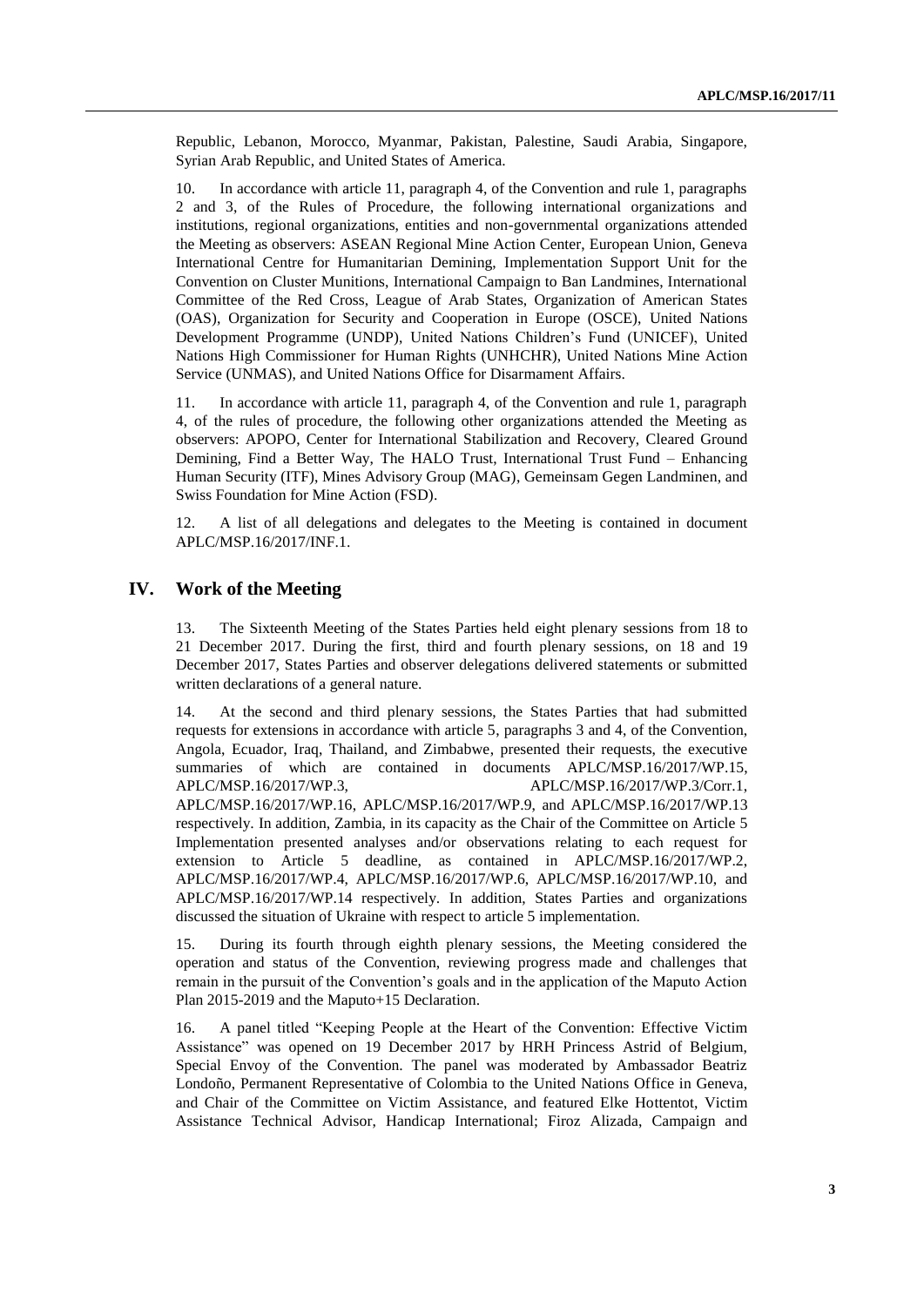Republic, Lebanon, Morocco, Myanmar, Pakistan, Palestine, Saudi Arabia, Singapore, Syrian Arab Republic, and United States of America.

10. In accordance with article 11, paragraph 4, of the Convention and rule 1, paragraphs 2 and 3, of the Rules of Procedure, the following international organizations and institutions, regional organizations, entities and non-governmental organizations attended the Meeting as observers: ASEAN Regional Mine Action Center, European Union, Geneva International Centre for Humanitarian Demining, Implementation Support Unit for the Convention on Cluster Munitions, International Campaign to Ban Landmines, International Committee of the Red Cross, League of Arab States, Organization of American States (OAS), Organization for Security and Cooperation in Europe (OSCE), United Nations Development Programme (UNDP), United Nations Children's Fund (UNICEF), United Nations High Commissioner for Human Rights (UNHCHR), United Nations Mine Action Service (UNMAS), and United Nations Office for Disarmament Affairs.

11. In accordance with article 11, paragraph 4, of the Convention and rule 1, paragraph 4, of the rules of procedure, the following other organizations attended the Meeting as observers: APOPO, Center for International Stabilization and Recovery, Cleared Ground Demining, Find a Better Way, The HALO Trust, International Trust Fund – Enhancing Human Security (ITF), Mines Advisory Group (MAG), Gemeinsam Gegen Landminen, and Swiss Foundation for Mine Action (FSD).

12. A list of all delegations and delegates to the Meeting is contained in document APLC/MSP.16/2017/INF.1.

## IV. Work of the Meeting

13. The Sixteenth Meeting of the States Parties held eight plenary sessions from 18 to 21 December 2017. During the first, third and fourth plenary sessions, on 18 and 19 December 2017, States Parties and observer delegations delivered statements or submitted written declarations of a general nature.

14. At the second and third plenary sessions, the States Parties that had submitted requests for extensions in accordance with article 5, paragraphs 3 and 4, of the Convention, Angola, Ecuador, Iraq, Thailand, and Zimbabwe, presented their requests, the executive summaries of which are contained in documents APLC/MSP.16/2017/WP.15, APLC/MSP.16/2017/WP.3, APLC/MSP.16/2017/WP.3/Corr.1, APLC/MSP.16/2017/WP.16, APLC/MSP.16/2017/WP.9, and APLC/MSP.16/2017/WP.13 respectively. In addition, Zambia, in its capacity as the Chair of the Committee on Article 5 Implementation presented analyses and/or observations relating to each request for extension to Article 5 deadline, as contained in APLC/MSP.16/2017/WP.2, APLC/MSP.16/2017/WP.4, APLC/MSP.16/2017/WP.6, APLC/MSP.16/2017/WP.10, and APLC/MSP.16/2017/WP.14 respectively. In addition, States Parties and organizations discussed the situation of Ukraine with respect to article 5 implementation.

15. During its fourth through eighth plenary sessions, the Meeting considered the operation and status of the Convention, reviewing progress made and challenges that remain in the pursuit of the Convention's goals and in the application of the Maputo Action Plan 2015-2019 and the Maputo+15 Declaration.

16. A panel titled "Keeping People at the Heart of the Convention: Effective Victim Assistance" was opened on 19 December 2017 by HRH Princess Astrid of Belgium, Special Envoy of the Convention. The panel was moderated by Ambassador Beatriz Londoño, Permanent Representative of Colombia to the United Nations Office in Geneva, and Chair of the Committee on Victim Assistance, and featured Elke Hottentot, Victim Assistance Technical Advisor, Handicap International; Firoz Alizada, Campaign and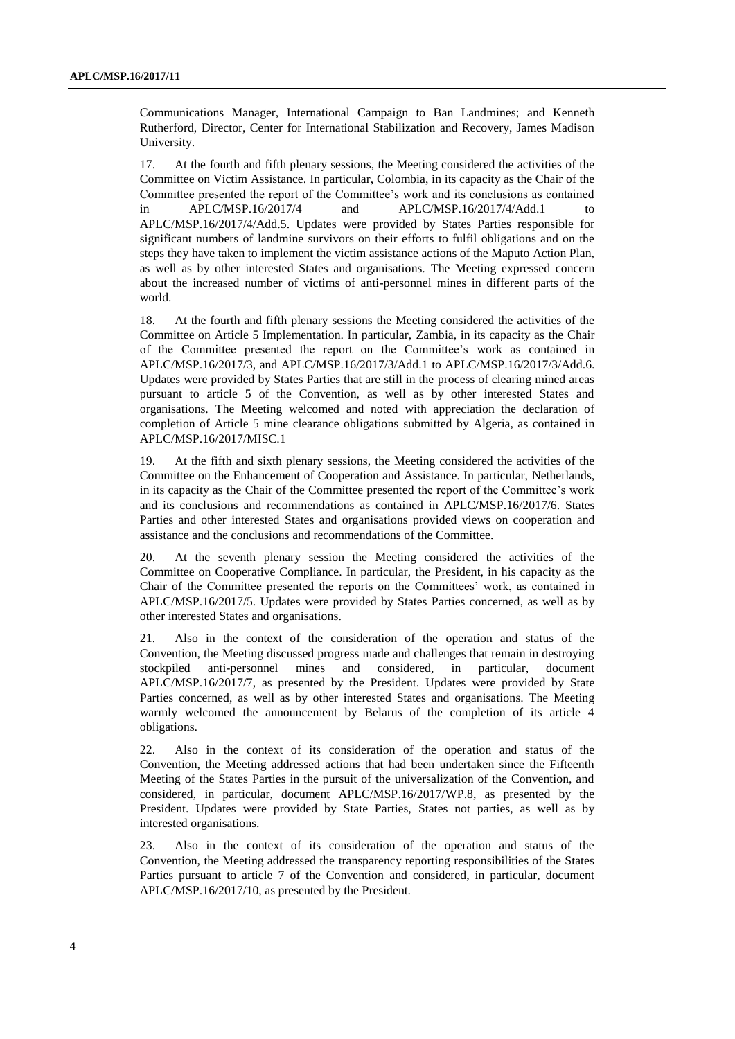Communications Manager, International Campaign to Ban Landmines; and Kenneth Rutherford, Director, Center for International Stabilization and Recovery, James Madison University.

17. At the fourth and fifth plenary sessions, the Meeting considered the activities of the Committee on Victim Assistance. In particular, Colombia, in its capacity as the Chair of the Committee presented the report of the Committee's work and its conclusions as contained in APLC/MSP.16/2017/4 and APLC/MSP.16/2017/4/Add.1 to APLC/MSP.16/2017/4/Add.5. Updates were provided by States Parties responsible for significant numbers of landmine survivors on their efforts to fulfil obligations and on the steps they have taken to implement the victim assistance actions of the Maputo Action Plan, as well as by other interested States and organisations. The Meeting expressed concern about the increased number of victims of anti-personnel mines in different parts of the world.

18. At the fourth and fifth plenary sessions the Meeting considered the activities of the Committee on Article 5 Implementation. In particular, Zambia, in its capacity as the Chair of the Committee presented the report on the Committee's work as contained in APLC/MSP.16/2017/3, and APLC/MSP.16/2017/3/Add.1 to APLC/MSP.16/2017/3/Add.6. Updates were provided by States Parties that are still in the process of clearing mined areas pursuant to article 5 of the Convention, as well as by other interested States and organisations. The Meeting welcomed and noted with appreciation the declaration of completion of Article 5 mine clearance obligations submitted by Algeria, as contained in APLC/MSP.16/2017/MISC.1

19. At the fifth and sixth plenary sessions, the Meeting considered the activities of the Committee on the Enhancement of Cooperation and Assistance. In particular, Netherlands, in its capacity as the Chair of the Committee presented the report of the Committee's work and its conclusions and recommendations as contained in APLC/MSP.16/2017/6. States Parties and other interested States and organisations provided views on cooperation and assistance and the conclusions and recommendations of the Committee.

20. At the seventh plenary session the Meeting considered the activities of the Committee on Cooperative Compliance. In particular, the President, in his capacity as the Chair of the Committee presented the reports on the Committees' work, as contained in APLC/MSP.16/2017/5. Updates were provided by States Parties concerned, as well as by other interested States and organisations.

21. Also in the context of the consideration of the operation and status of the Convention, the Meeting discussed progress made and challenges that remain in destroying stockpiled anti-personnel mines and considered, in particular, document APLC/MSP.16/2017/7, as presented by the President. Updates were provided by State Parties concerned, as well as by other interested States and organisations. The Meeting warmly welcomed the announcement by Belarus of the completion of its article 4 obligations.

22. Also in the context of its consideration of the operation and status of the Convention, the Meeting addressed actions that had been undertaken since the Fifteenth Meeting of the States Parties in the pursuit of the universalization of the Convention, and considered, in particular, document APLC/MSP.16/2017/WP.8, as presented by the President. Updates were provided by State Parties, States not parties, as well as by interested organisations.

23. Also in the context of its consideration of the operation and status of the Convention, the Meeting addressed the transparency reporting responsibilities of the States Parties pursuant to article 7 of the Convention and considered, in particular, document APLC/MSP.16/2017/10, as presented by the President.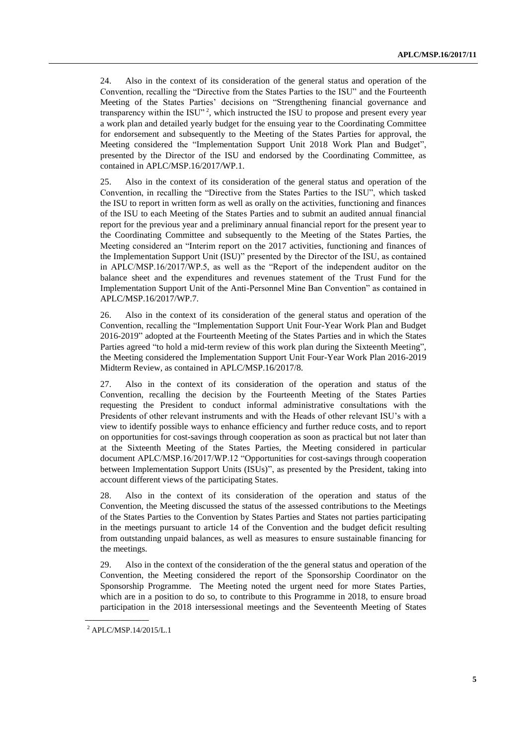24. Also in the context of its consideration of the general status and operation of the Convention, recalling the "Directive from the States Parties to the ISU" and the Fourteenth Meeting of the States Parties' decisions on "Strengthening financial governance and transparency within the ISU"[2], which instructed the ISU to propose and present every year a work plan and detailed yearly budget for the ensuing year to the Coordinating Committee for endorsement and subsequently to the Meeting of the States Parties for approval, the Meeting considered the "Implementation Support Unit 2018 Work Plan and Budget", presented by the Director of the ISU and endorsed by the Coordinating Committee, as contained in APLC/MSP.16/2017/WP.1.

25. Also in the context of its consideration of the general status and operation of the Convention, in recalling the "Directive from the States Parties to the ISU", which tasked the ISU to report in written form as well as orally on the activities, functioning and finances of the ISU to each Meeting of the States Parties and to submit an audited annual financial report for the previous year and a preliminary annual financial report for the present year to the Coordinating Committee and subsequently to the Meeting of the States Parties, the Meeting considered an "Interim report on the 2017 activities, functioning and finances of the Implementation Support Unit (ISU)" presented by the Director of the ISU, as contained in APLC/MSP.16/2017/WP.5, as well as the "Report of the independent auditor on the balance sheet and the expenditures and revenues statement of the Trust Fund for the Implementation Support Unit of the Anti-Personnel Mine Ban Convention" as contained in APLC/MSP.16/2017/WP.7.

26. Also in the context of its consideration of the general status and operation of the Convention, recalling the "Implementation Support Unit Four-Year Work Plan and Budget 2016-2019" adopted at the Fourteenth Meeting of the States Parties and in which the States Parties agreed "to hold a mid-term review of this work plan during the Sixteenth Meeting", the Meeting considered the Implementation Support Unit Four-Year Work Plan 2016-2019 Midterm Review, as contained in APLC/MSP.16/2017/8.

27. Also in the context of its consideration of the operation and status of the Convention, recalling the decision by the Fourteenth Meeting of the States Parties requesting the President to conduct informal administrative consultations with the Presidents of other relevant instruments and with the Heads of other relevant ISU's with a view to identify possible ways to enhance efficiency and further reduce costs, and to report on opportunities for cost-savings through cooperation as soon as practical but not later than at the Sixteenth Meeting of the States Parties, the Meeting considered in particular document APLC/MSP.16/2017/WP.12 "Opportunities for cost-savings through cooperation between Implementation Support Units (ISUs)", as presented by the President, taking into account different views of the participating States.

28. Also in the context of its consideration of the operation and status of the Convention, the Meeting discussed the status of the assessed contributions to the Meetings of the States Parties to the Convention by States Parties and States not parties participating in the meetings pursuant to article 14 of the Convention and the budget deficit resulting from outstanding unpaid balances, as well as measures to ensure sustainable financing for the meetings.

29. Also in the context of the consideration of the the general status and operation of the Convention, the Meeting considered the report of the Sponsorship Coordinator on the Sponsorship Programme. The Meeting noted the urgent need for more States Parties, which are in a position to do so, to contribute to this Programme in 2018, to ensure broad participation in the 2018 intersessional meetings and the Seventeenth Meeting of States

[2] APLC/MSP.14/2015/L.1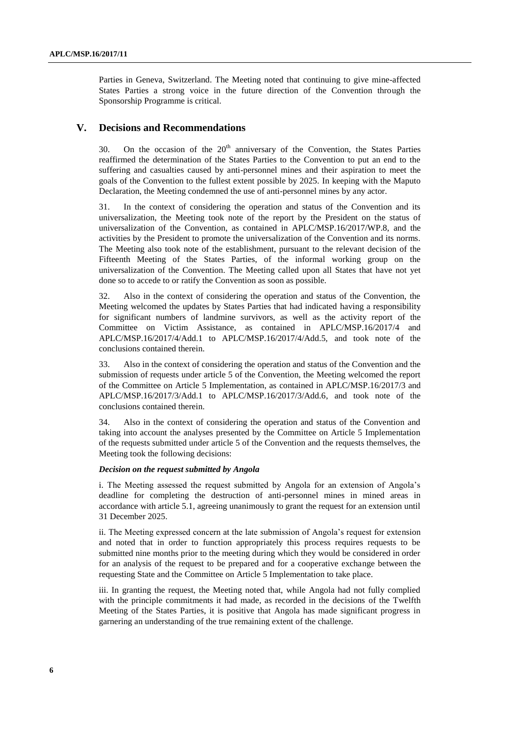Parties in Geneva, Switzerland. The Meeting noted that continuing to give mine-affected States Parties a strong voice in the future direction of the Convention through the Sponsorship Programme is critical.

## V. Decisions and Recommendations

30. On the occasion of the 20th anniversary of the Convention, the States Parties reaffirmed the determination of the States Parties to the Convention to put an end to the suffering and casualties caused by anti-personnel mines and their aspiration to meet the goals of the Convention to the fullest extent possible by 2025. In keeping with the Maputo Declaration, the Meeting condemned the use of anti-personnel mines by any actor.

31. In the context of considering the operation and status of the Convention and its universalization, the Meeting took note of the report by the President on the status of universalization of the Convention, as contained in APLC/MSP.16/2017/WP.8, and the activities by the President to promote the universalization of the Convention and its norms. The Meeting also took note of the establishment, pursuant to the relevant decision of the Fifteenth Meeting of the States Parties, of the informal working group on the universalization of the Convention. The Meeting called upon all States that have not yet done so to accede to or ratify the Convention as soon as possible.

32. Also in the context of considering the operation and status of the Convention, the Meeting welcomed the updates by States Parties that had indicated having a responsibility for significant numbers of landmine survivors, as well as the activity report of the Committee on Victim Assistance, as contained in APLC/MSP.16/2017/4 and APLC/MSP.16/2017/4/Add.1 to APLC/MSP.16/2017/4/Add.5, and took note of the conclusions contained therein.

33. Also in the context of considering the operation and status of the Convention and the submission of requests under article 5 of the Convention, the Meeting welcomed the report of the Committee on Article 5 Implementation, as contained in APLC/MSP.16/2017/3 and APLC/MSP.16/2017/3/Add.1 to APLC/MSP.16/2017/3/Add.6, and took note of the conclusions contained therein.

34. Also in the context of considering the operation and status of the Convention and taking into account the analyses presented by the Committee on Article 5 Implementation of the requests submitted under article 5 of the Convention and the requests themselves, the Meeting took the following decisions:

***Decision on the request submitted by Angola***

i. The Meeting assessed the request submitted by Angola for an extension of Angola's deadline for completing the destruction of anti-personnel mines in mined areas in accordance with article 5.1, agreeing unanimously to grant the request for an extension until 31 December 2025.

ii. The Meeting expressed concern at the late submission of Angola's request for extension and noted that in order to function appropriately this process requires requests to be submitted nine months prior to the meeting during which they would be considered in order for an analysis of the request to be prepared and for a cooperative exchange between the requesting State and the Committee on Article 5 Implementation to take place.

iii. In granting the request, the Meeting noted that, while Angola had not fully complied with the principle commitments it had made, as recorded in the decisions of the Twelfth Meeting of the States Parties, it is positive that Angola has made significant progress in garnering an understanding of the true remaining extent of the challenge.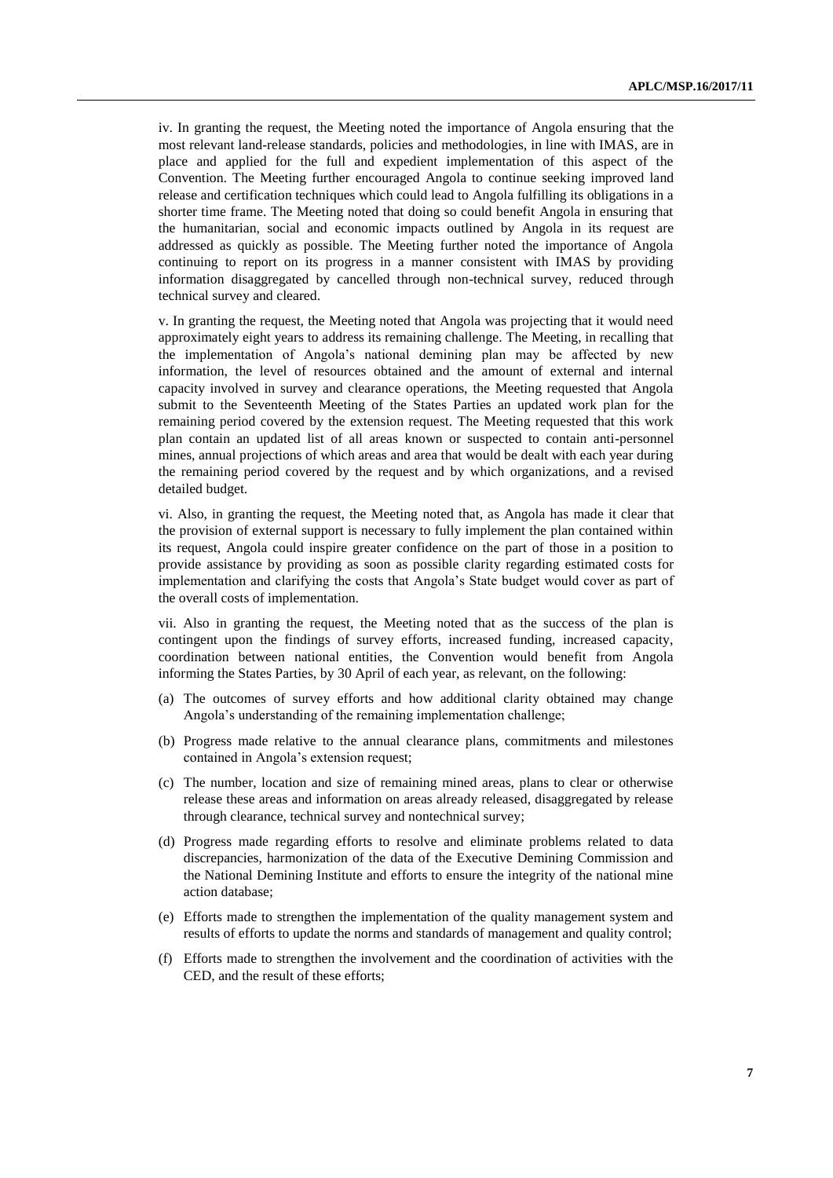iv. In granting the request, the Meeting noted the importance of Angola ensuring that the most relevant land-release standards, policies and methodologies, in line with IMAS, are in place and applied for the full and expedient implementation of this aspect of the Convention. The Meeting further encouraged Angola to continue seeking improved land release and certification techniques which could lead to Angola fulfilling its obligations in a shorter time frame. The Meeting noted that doing so could benefit Angola in ensuring that the humanitarian, social and economic impacts outlined by Angola in its request are addressed as quickly as possible. The Meeting further noted the importance of Angola continuing to report on its progress in a manner consistent with IMAS by providing information disaggregated by cancelled through non-technical survey, reduced through technical survey and cleared.

v. In granting the request, the Meeting noted that Angola was projecting that it would need approximately eight years to address its remaining challenge. The Meeting, in recalling that the implementation of Angola's national demining plan may be affected by new information, the level of resources obtained and the amount of external and internal capacity involved in survey and clearance operations, the Meeting requested that Angola submit to the Seventeenth Meeting of the States Parties an updated work plan for the remaining period covered by the extension request. The Meeting requested that this work plan contain an updated list of all areas known or suspected to contain anti-personnel mines, annual projections of which areas and area that would be dealt with each year during the remaining period covered by the request and by which organizations, and a revised detailed budget.

vi. Also, in granting the request, the Meeting noted that, as Angola has made it clear that the provision of external support is necessary to fully implement the plan contained within its request, Angola could inspire greater confidence on the part of those in a position to provide assistance by providing as soon as possible clarity regarding estimated costs for implementation and clarifying the costs that Angola's State budget would cover as part of the overall costs of implementation.

vii. Also in granting the request, the Meeting noted that as the success of the plan is contingent upon the findings of survey efforts, increased funding, increased capacity, coordination between national entities, the Convention would benefit from Angola informing the States Parties, by 30 April of each year, as relevant, on the following:

(a) The outcomes of survey efforts and how additional clarity obtained may change Angola's understanding of the remaining implementation challenge;

(b) Progress made relative to the annual clearance plans, commitments and milestones contained in Angola's extension request;

(c) The number, location and size of remaining mined areas, plans to clear or otherwise release these areas and information on areas already released, disaggregated by release through clearance, technical survey and nontechnical survey;

(d) Progress made regarding efforts to resolve and eliminate problems related to data discrepancies, harmonization of the data of the Executive Demining Commission and the National Demining Institute and efforts to ensure the integrity of the national mine action database;

(e) Efforts made to strengthen the implementation of the quality management system and results of efforts to update the norms and standards of management and quality control;

(f) Efforts made to strengthen the involvement and the coordination of activities with the CED, and the result of these efforts;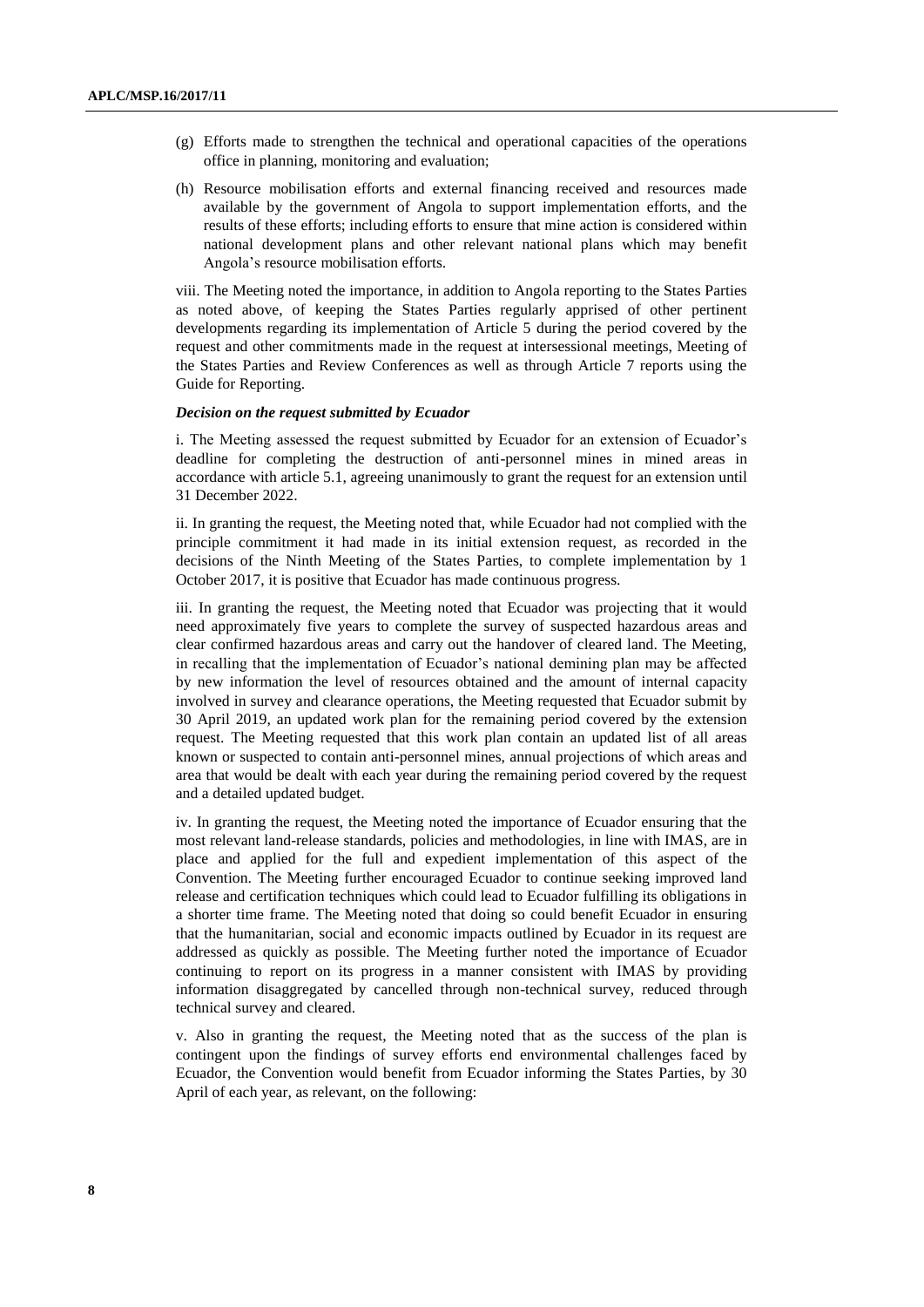(g) Efforts made to strengthen the technical and operational capacities of the operations office in planning, monitoring and evaluation;

(h) Resource mobilisation efforts and external financing received and resources made available by the government of Angola to support implementation efforts, and the results of these efforts; including efforts to ensure that mine action is considered within national development plans and other relevant national plans which may benefit Angola's resource mobilisation efforts.

viii. The Meeting noted the importance, in addition to Angola reporting to the States Parties as noted above, of keeping the States Parties regularly apprised of other pertinent developments regarding its implementation of Article 5 during the period covered by the request and other commitments made in the request at intersessional meetings, Meeting of the States Parties and Review Conferences as well as through Article 7 reports using the Guide for Reporting.

***Decision on the request submitted by Ecuador***

i. The Meeting assessed the request submitted by Ecuador for an extension of Ecuador's deadline for completing the destruction of anti-personnel mines in mined areas in accordance with article 5.1, agreeing unanimously to grant the request for an extension until 31 December 2022.

ii. In granting the request, the Meeting noted that, while Ecuador had not complied with the principle commitment it had made in its initial extension request, as recorded in the decisions of the Ninth Meeting of the States Parties, to complete implementation by 1 October 2017, it is positive that Ecuador has made continuous progress.

iii. In granting the request, the Meeting noted that Ecuador was projecting that it would need approximately five years to complete the survey of suspected hazardous areas and clear confirmed hazardous areas and carry out the handover of cleared land. The Meeting, in recalling that the implementation of Ecuador's national demining plan may be affected by new information the level of resources obtained and the amount of internal capacity involved in survey and clearance operations, the Meeting requested that Ecuador submit by 30 April 2019, an updated work plan for the remaining period covered by the extension request. The Meeting requested that this work plan contain an updated list of all areas known or suspected to contain anti-personnel mines, annual projections of which areas and area that would be dealt with each year during the remaining period covered by the request and a detailed updated budget.

iv. In granting the request, the Meeting noted the importance of Ecuador ensuring that the most relevant land-release standards, policies and methodologies, in line with IMAS, are in place and applied for the full and expedient implementation of this aspect of the Convention. The Meeting further encouraged Ecuador to continue seeking improved land release and certification techniques which could lead to Ecuador fulfilling its obligations in a shorter time frame. The Meeting noted that doing so could benefit Ecuador in ensuring that the humanitarian, social and economic impacts outlined by Ecuador in its request are addressed as quickly as possible. The Meeting further noted the importance of Ecuador continuing to report on its progress in a manner consistent with IMAS by providing information disaggregated by cancelled through non-technical survey, reduced through technical survey and cleared.

v. Also in granting the request, the Meeting noted that as the success of the plan is contingent upon the findings of survey efforts end environmental challenges faced by Ecuador, the Convention would benefit from Ecuador informing the States Parties, by 30 April of each year, as relevant, on the following: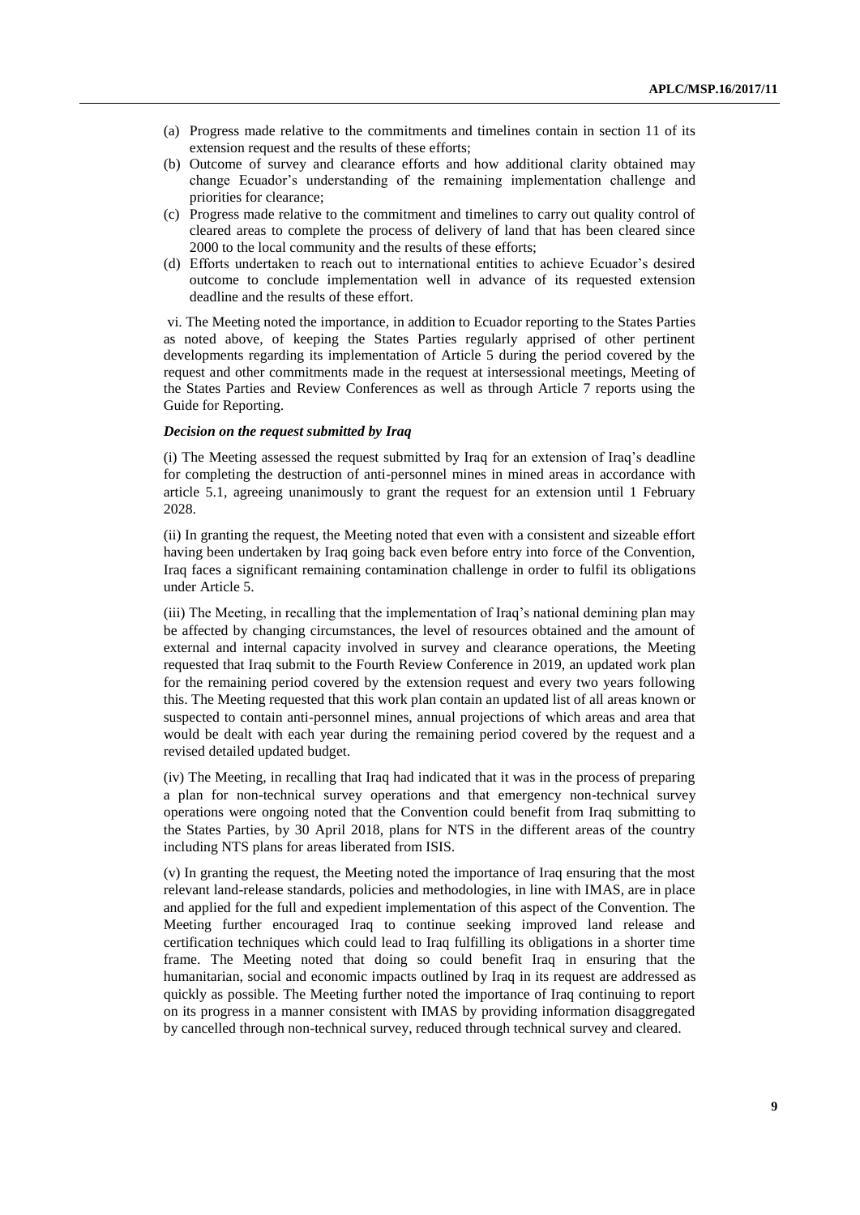(a) Progress made relative to the commitments and timelines contain in section 11 of its extension request and the results of these efforts;

(b) Outcome of survey and clearance efforts and how additional clarity obtained may change Ecuador's understanding of the remaining implementation challenge and priorities for clearance;

(c) Progress made relative to the commitment and timelines to carry out quality control of cleared areas to complete the process of delivery of land that has been cleared since 2000 to the local community and the results of these efforts;

(d) Efforts undertaken to reach out to international entities to achieve Ecuador's desired outcome to conclude implementation well in advance of its requested extension deadline and the results of these effort.

vi. The Meeting noted the importance, in addition to Ecuador reporting to the States Parties as noted above, of keeping the States Parties regularly apprised of other pertinent developments regarding its implementation of Article 5 during the period covered by the request and other commitments made in the request at intersessional meetings, Meeting of the States Parties and Review Conferences as well as through Article 7 reports using the Guide for Reporting.

***Decision on the request submitted by Iraq***

(i) The Meeting assessed the request submitted by Iraq for an extension of Iraq's deadline for completing the destruction of anti-personnel mines in mined areas in accordance with article 5.1, agreeing unanimously to grant the request for an extension until 1 February 2028.

(ii) In granting the request, the Meeting noted that even with a consistent and sizeable effort having been undertaken by Iraq going back even before entry into force of the Convention, Iraq faces a significant remaining contamination challenge in order to fulfil its obligations under Article 5.

(iii) The Meeting, in recalling that the implementation of Iraq's national demining plan may be affected by changing circumstances, the level of resources obtained and the amount of external and internal capacity involved in survey and clearance operations, the Meeting requested that Iraq submit to the Fourth Review Conference in 2019, an updated work plan for the remaining period covered by the extension request and every two years following this. The Meeting requested that this work plan contain an updated list of all areas known or suspected to contain anti-personnel mines, annual projections of which areas and area that would be dealt with each year during the remaining period covered by the request and a revised detailed updated budget.

(iv) The Meeting, in recalling that Iraq had indicated that it was in the process of preparing a plan for non-technical survey operations and that emergency non-technical survey operations were ongoing noted that the Convention could benefit from Iraq submitting to the States Parties, by 30 April 2018, plans for NTS in the different areas of the country including NTS plans for areas liberated from ISIS.

(v) In granting the request, the Meeting noted the importance of Iraq ensuring that the most relevant land-release standards, policies and methodologies, in line with IMAS, are in place and applied for the full and expedient implementation of this aspect of the Convention. The Meeting further encouraged Iraq to continue seeking improved land release and certification techniques which could lead to Iraq fulfilling its obligations in a shorter time frame. The Meeting noted that doing so could benefit Iraq in ensuring that the humanitarian, social and economic impacts outlined by Iraq in its request are addressed as quickly as possible. The Meeting further noted the importance of Iraq continuing to report on its progress in a manner consistent with IMAS by providing information disaggregated by cancelled through non-technical survey, reduced through technical survey and cleared.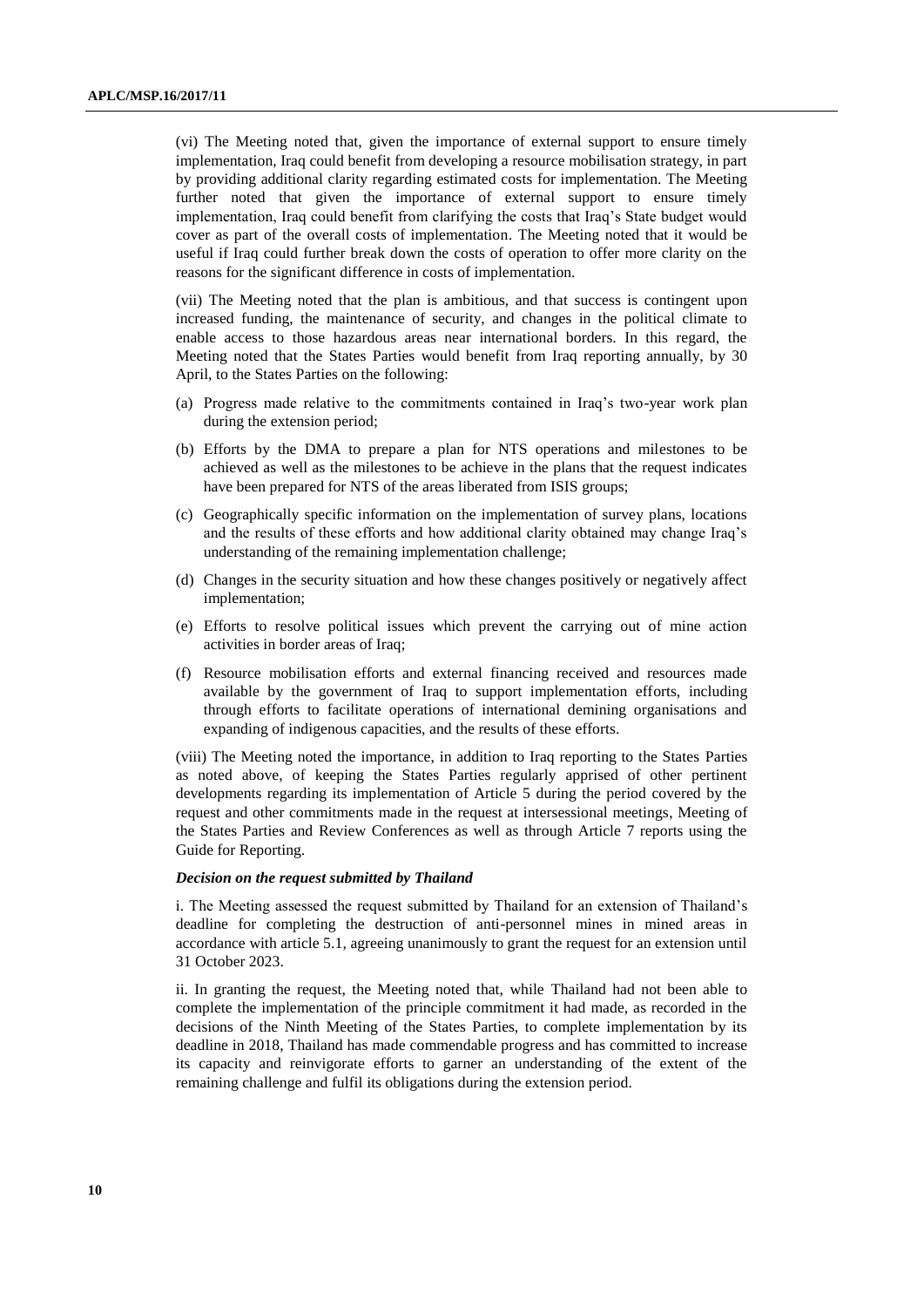(vi) The Meeting noted that, given the importance of external support to ensure timely implementation, Iraq could benefit from developing a resource mobilisation strategy, in part by providing additional clarity regarding estimated costs for implementation. The Meeting further noted that given the importance of external support to ensure timely implementation, Iraq could benefit from clarifying the costs that Iraq's State budget would cover as part of the overall costs of implementation. The Meeting noted that it would be useful if Iraq could further break down the costs of operation to offer more clarity on the reasons for the significant difference in costs of implementation.

(vii) The Meeting noted that the plan is ambitious, and that success is contingent upon increased funding, the maintenance of security, and changes in the political climate to enable access to those hazardous areas near international borders. In this regard, the Meeting noted that the States Parties would benefit from Iraq reporting annually, by 30 April, to the States Parties on the following:

(a) Progress made relative to the commitments contained in Iraq's two-year work plan during the extension period;

(b) Efforts by the DMA to prepare a plan for NTS operations and milestones to be achieved as well as the milestones to be achieve in the plans that the request indicates have been prepared for NTS of the areas liberated from ISIS groups;

(c) Geographically specific information on the implementation of survey plans, locations and the results of these efforts and how additional clarity obtained may change Iraq's understanding of the remaining implementation challenge;

(d) Changes in the security situation and how these changes positively or negatively affect implementation;

(e) Efforts to resolve political issues which prevent the carrying out of mine action activities in border areas of Iraq;

(f) Resource mobilisation efforts and external financing received and resources made available by the government of Iraq to support implementation efforts, including through efforts to facilitate operations of international demining organisations and expanding of indigenous capacities, and the results of these efforts.

(viii) The Meeting noted the importance, in addition to Iraq reporting to the States Parties as noted above, of keeping the States Parties regularly apprised of other pertinent developments regarding its implementation of Article 5 during the period covered by the request and other commitments made in the request at intersessional meetings, Meeting of the States Parties and Review Conferences as well as through Article 7 reports using the Guide for Reporting.

***Decision on the request submitted by Thailand***

i. The Meeting assessed the request submitted by Thailand for an extension of Thailand's deadline for completing the destruction of anti-personnel mines in mined areas in accordance with article 5.1, agreeing unanimously to grant the request for an extension until 31 October 2023.

ii. In granting the request, the Meeting noted that, while Thailand had not been able to complete the implementation of the principle commitment it had made, as recorded in the decisions of the Ninth Meeting of the States Parties, to complete implementation by its deadline in 2018, Thailand has made commendable progress and has committed to increase its capacity and reinvigorate efforts to garner an understanding of the extent of the remaining challenge and fulfil its obligations during the extension period.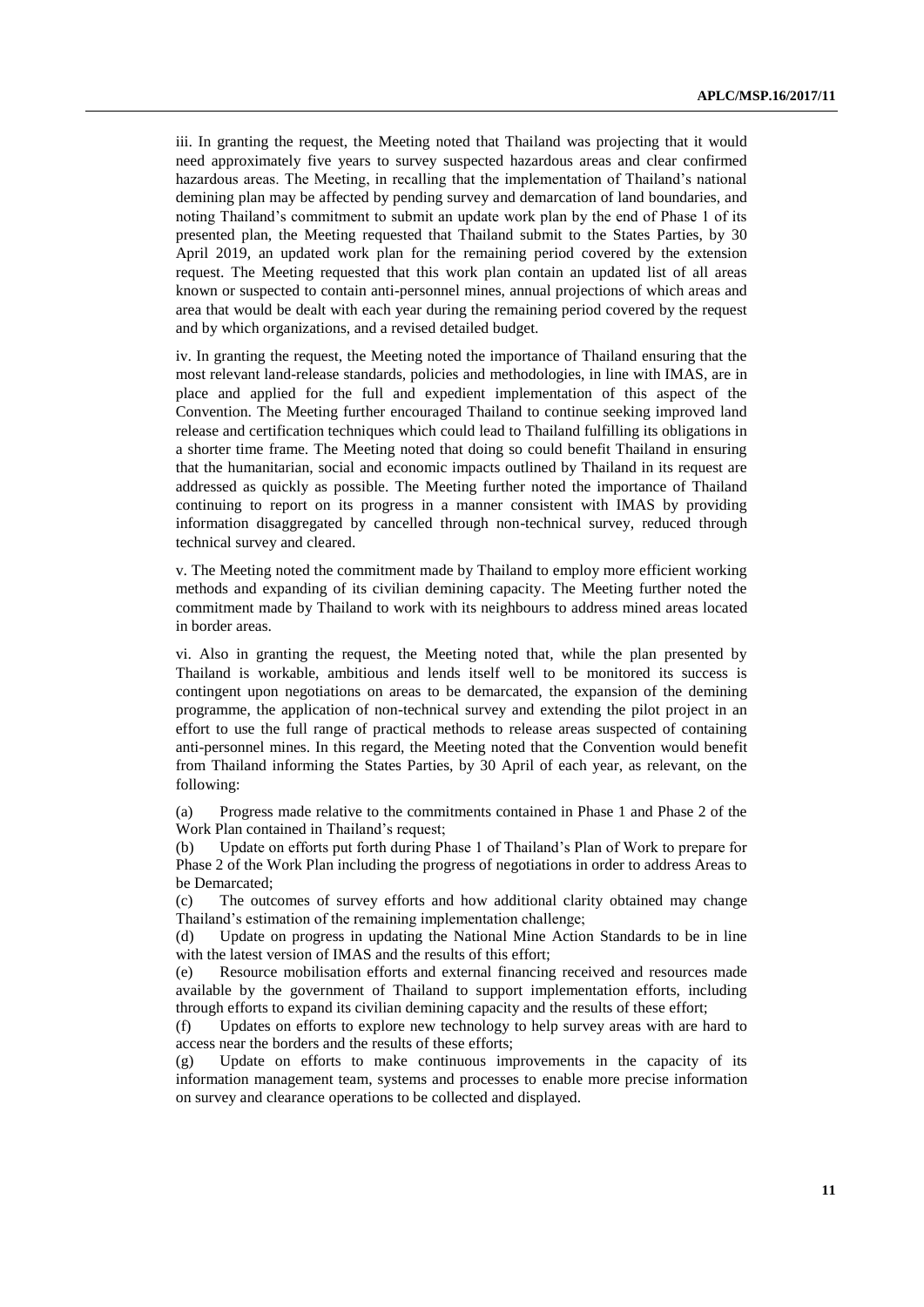iii. In granting the request, the Meeting noted that Thailand was projecting that it would need approximately five years to survey suspected hazardous areas and clear confirmed hazardous areas. The Meeting, in recalling that the implementation of Thailand's national demining plan may be affected by pending survey and demarcation of land boundaries, and noting Thailand's commitment to submit an update work plan by the end of Phase 1 of its presented plan, the Meeting requested that Thailand submit to the States Parties, by 30 April 2019, an updated work plan for the remaining period covered by the extension request. The Meeting requested that this work plan contain an updated list of all areas known or suspected to contain anti-personnel mines, annual projections of which areas and area that would be dealt with each year during the remaining period covered by the request and by which organizations, and a revised detailed budget.

iv. In granting the request, the Meeting noted the importance of Thailand ensuring that the most relevant land-release standards, policies and methodologies, in line with IMAS, are in place and applied for the full and expedient implementation of this aspect of the Convention. The Meeting further encouraged Thailand to continue seeking improved land release and certification techniques which could lead to Thailand fulfilling its obligations in a shorter time frame. The Meeting noted that doing so could benefit Thailand in ensuring that the humanitarian, social and economic impacts outlined by Thailand in its request are addressed as quickly as possible. The Meeting further noted the importance of Thailand continuing to report on its progress in a manner consistent with IMAS by providing information disaggregated by cancelled through non-technical survey, reduced through technical survey and cleared.

v. The Meeting noted the commitment made by Thailand to employ more efficient working methods and expanding of its civilian demining capacity. The Meeting further noted the commitment made by Thailand to work with its neighbours to address mined areas located in border areas.

vi. Also in granting the request, the Meeting noted that, while the plan presented by Thailand is workable, ambitious and lends itself well to be monitored its success is contingent upon negotiations on areas to be demarcated, the expansion of the demining programme, the application of non-technical survey and extending the pilot project in an effort to use the full range of practical methods to release areas suspected of containing anti-personnel mines. In this regard, the Meeting noted that the Convention would benefit from Thailand informing the States Parties, by 30 April of each year, as relevant, on the following:

(a) Progress made relative to the commitments contained in Phase 1 and Phase 2 of the Work Plan contained in Thailand's request;

(b) Update on efforts put forth during Phase 1 of Thailand's Plan of Work to prepare for Phase 2 of the Work Plan including the progress of negotiations in order to address Areas to be Demarcated;

(c) The outcomes of survey efforts and how additional clarity obtained may change Thailand's estimation of the remaining implementation challenge;

(d) Update on progress in updating the National Mine Action Standards to be in line with the latest version of IMAS and the results of this effort;

(e) Resource mobilisation efforts and external financing received and resources made available by the government of Thailand to support implementation efforts, including through efforts to expand its civilian demining capacity and the results of these effort;

(f) Updates on efforts to explore new technology to help survey areas with are hard to access near the borders and the results of these efforts;

(g) Update on efforts to make continuous improvements in the capacity of its information management team, systems and processes to enable more precise information on survey and clearance operations to be collected and displayed.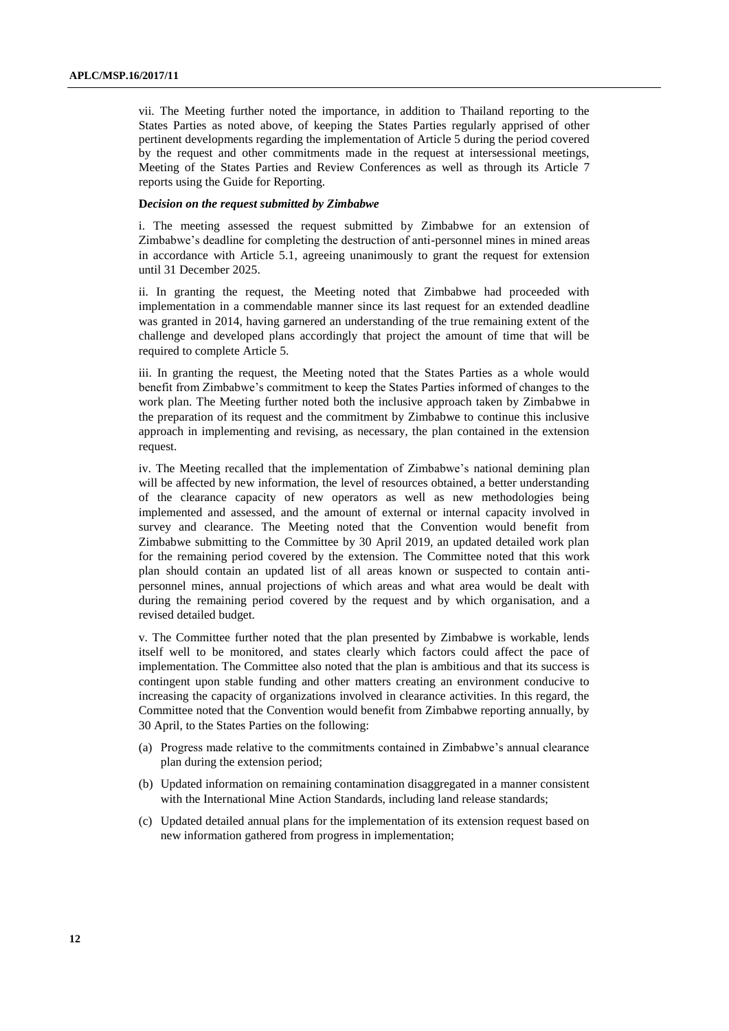vii. The Meeting further noted the importance, in addition to Thailand reporting to the States Parties as noted above, of keeping the States Parties regularly apprised of other pertinent developments regarding the implementation of Article 5 during the period covered by the request and other commitments made in the request at intersessional meetings, Meeting of the States Parties and Review Conferences as well as through its Article 7 reports using the Guide for Reporting.

**D*ecision on the request submitted by Zimbabwe***

i. The meeting assessed the request submitted by Zimbabwe for an extension of Zimbabwe's deadline for completing the destruction of anti-personnel mines in mined areas in accordance with Article 5.1, agreeing unanimously to grant the request for extension until 31 December 2025.

ii. In granting the request, the Meeting noted that Zimbabwe had proceeded with implementation in a commendable manner since its last request for an extended deadline was granted in 2014, having garnered an understanding of the true remaining extent of the challenge and developed plans accordingly that project the amount of time that will be required to complete Article 5.

iii. In granting the request, the Meeting noted that the States Parties as a whole would benefit from Zimbabwe's commitment to keep the States Parties informed of changes to the work plan. The Meeting further noted both the inclusive approach taken by Zimbabwe in the preparation of its request and the commitment by Zimbabwe to continue this inclusive approach in implementing and revising, as necessary, the plan contained in the extension request.

iv. The Meeting recalled that the implementation of Zimbabwe's national demining plan will be affected by new information, the level of resources obtained, a better understanding of the clearance capacity of new operators as well as new methodologies being implemented and assessed, and the amount of external or internal capacity involved in survey and clearance. The Meeting noted that the Convention would benefit from Zimbabwe submitting to the Committee by 30 April 2019, an updated detailed work plan for the remaining period covered by the extension. The Committee noted that this work plan should contain an updated list of all areas known or suspected to contain anti-personnel mines, annual projections of which areas and what area would be dealt with during the remaining period covered by the request and by which organisation, and a revised detailed budget.

v. The Committee further noted that the plan presented by Zimbabwe is workable, lends itself well to be monitored, and states clearly which factors could affect the pace of implementation. The Committee also noted that the plan is ambitious and that its success is contingent upon stable funding and other matters creating an environment conducive to increasing the capacity of organizations involved in clearance activities. In this regard, the Committee noted that the Convention would benefit from Zimbabwe reporting annually, by 30 April, to the States Parties on the following:

(a) Progress made relative to the commitments contained in Zimbabwe's annual clearance plan during the extension period;

(b) Updated information on remaining contamination disaggregated in a manner consistent with the International Mine Action Standards, including land release standards;

(c) Updated detailed annual plans for the implementation of its extension request based on new information gathered from progress in implementation;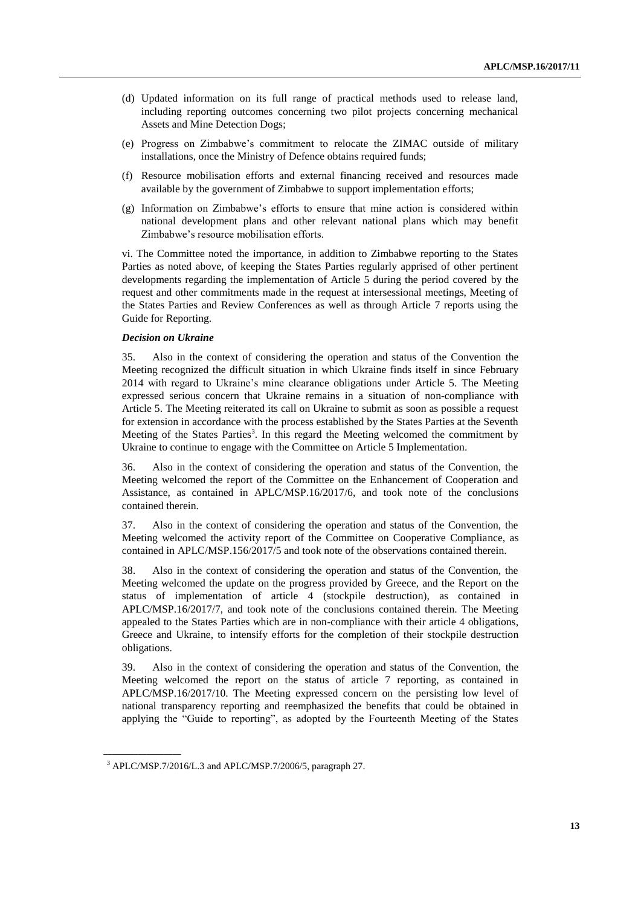(d) Updated information on its full range of practical methods used to release land, including reporting outcomes concerning two pilot projects concerning mechanical Assets and Mine Detection Dogs;

(e) Progress on Zimbabwe's commitment to relocate the ZIMAC outside of military installations, once the Ministry of Defence obtains required funds;

(f) Resource mobilisation efforts and external financing received and resources made available by the government of Zimbabwe to support implementation efforts;

(g) Information on Zimbabwe's efforts to ensure that mine action is considered within national development plans and other relevant national plans which may benefit Zimbabwe's resource mobilisation efforts.

vi. The Committee noted the importance, in addition to Zimbabwe reporting to the States Parties as noted above, of keeping the States Parties regularly apprised of other pertinent developments regarding the implementation of Article 5 during the period covered by the request and other commitments made in the request at intersessional meetings, Meeting of the States Parties and Review Conferences as well as through Article 7 reports using the Guide for Reporting.

***Decision on Ukraine***

35. Also in the context of considering the operation and status of the Convention the Meeting recognized the difficult situation in which Ukraine finds itself in since February 2014 with regard to Ukraine's mine clearance obligations under Article 5. The Meeting expressed serious concern that Ukraine remains in a situation of non-compliance with Article 5. The Meeting reiterated its call on Ukraine to submit as soon as possible a request for extension in accordance with the process established by the States Parties at the Seventh Meeting of the States Parties[3]. In this regard the Meeting welcomed the commitment by Ukraine to continue to engage with the Committee on Article 5 Implementation.

36. Also in the context of considering the operation and status of the Convention, the Meeting welcomed the report of the Committee on the Enhancement of Cooperation and Assistance, as contained in APLC/MSP.16/2017/6, and took note of the conclusions contained therein.

37. Also in the context of considering the operation and status of the Convention, the Meeting welcomed the activity report of the Committee on Cooperative Compliance, as contained in APLC/MSP.156/2017/5 and took note of the observations contained therein.

38. Also in the context of considering the operation and status of the Convention, the Meeting welcomed the update on the progress provided by Greece, and the Report on the status of implementation of article 4 (stockpile destruction), as contained in APLC/MSP.16/2017/7, and took note of the conclusions contained therein. The Meeting appealed to the States Parties which are in non-compliance with their article 4 obligations, Greece and Ukraine, to intensify efforts for the completion of their stockpile destruction obligations.

39. Also in the context of considering the operation and status of the Convention, the Meeting welcomed the report on the status of article 7 reporting, as contained in APLC/MSP.16/2017/10. The Meeting expressed concern on the persisting low level of national transparency reporting and reemphasized the benefits that could be obtained in applying the "Guide to reporting", as adopted by the Fourteenth Meeting of the States

---

[3] APLC/MSP.7/2016/L.3 and APLC/MSP.7/2006/5, paragraph 27.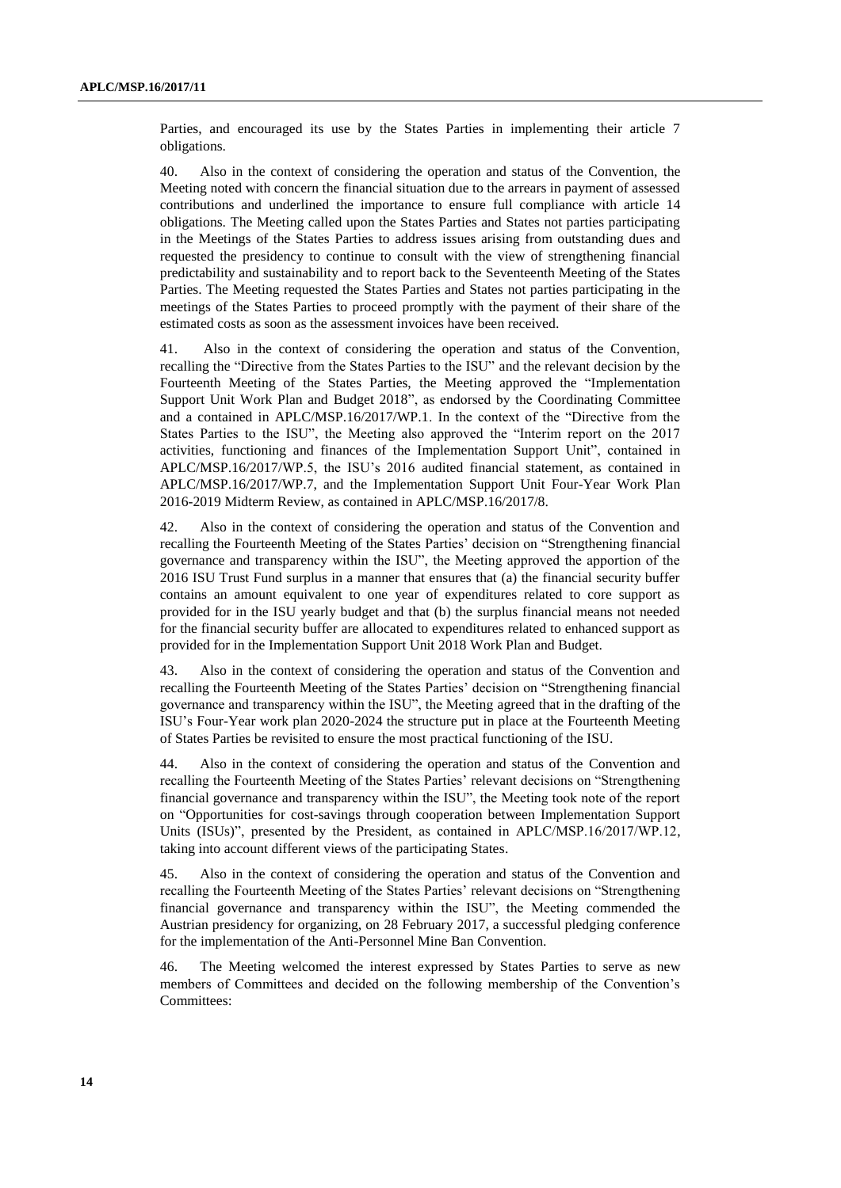Parties, and encouraged its use by the States Parties in implementing their article 7 obligations.

40. Also in the context of considering the operation and status of the Convention, the Meeting noted with concern the financial situation due to the arrears in payment of assessed contributions and underlined the importance to ensure full compliance with article 14 obligations. The Meeting called upon the States Parties and States not parties participating in the Meetings of the States Parties to address issues arising from outstanding dues and requested the presidency to continue to consult with the view of strengthening financial predictability and sustainability and to report back to the Seventeenth Meeting of the States Parties. The Meeting requested the States Parties and States not parties participating in the meetings of the States Parties to proceed promptly with the payment of their share of the estimated costs as soon as the assessment invoices have been received.

41. Also in the context of considering the operation and status of the Convention, recalling the "Directive from the States Parties to the ISU" and the relevant decision by the Fourteenth Meeting of the States Parties, the Meeting approved the "Implementation Support Unit Work Plan and Budget 2018", as endorsed by the Coordinating Committee and a contained in APLC/MSP.16/2017/WP.1. In the context of the "Directive from the States Parties to the ISU", the Meeting also approved the "Interim report on the 2017 activities, functioning and finances of the Implementation Support Unit", contained in APLC/MSP.16/2017/WP.5, the ISU's 2016 audited financial statement, as contained in APLC/MSP.16/2017/WP.7, and the Implementation Support Unit Four-Year Work Plan 2016-2019 Midterm Review, as contained in APLC/MSP.16/2017/8.

42. Also in the context of considering the operation and status of the Convention and recalling the Fourteenth Meeting of the States Parties' decision on "Strengthening financial governance and transparency within the ISU", the Meeting approved the apportion of the 2016 ISU Trust Fund surplus in a manner that ensures that (a) the financial security buffer contains an amount equivalent to one year of expenditures related to core support as provided for in the ISU yearly budget and that (b) the surplus financial means not needed for the financial security buffer are allocated to expenditures related to enhanced support as provided for in the Implementation Support Unit 2018 Work Plan and Budget.

43. Also in the context of considering the operation and status of the Convention and recalling the Fourteenth Meeting of the States Parties' decision on "Strengthening financial governance and transparency within the ISU", the Meeting agreed that in the drafting of the ISU's Four-Year work plan 2020-2024 the structure put in place at the Fourteenth Meeting of States Parties be revisited to ensure the most practical functioning of the ISU.

44. Also in the context of considering the operation and status of the Convention and recalling the Fourteenth Meeting of the States Parties' relevant decisions on "Strengthening financial governance and transparency within the ISU", the Meeting took note of the report on "Opportunities for cost-savings through cooperation between Implementation Support Units (ISUs)", presented by the President, as contained in APLC/MSP.16/2017/WP.12, taking into account different views of the participating States.

45. Also in the context of considering the operation and status of the Convention and recalling the Fourteenth Meeting of the States Parties' relevant decisions on "Strengthening financial governance and transparency within the ISU", the Meeting commended the Austrian presidency for organizing, on 28 February 2017, a successful pledging conference for the implementation of the Anti-Personnel Mine Ban Convention.

46. The Meeting welcomed the interest expressed by States Parties to serve as new members of Committees and decided on the following membership of the Convention's Committees: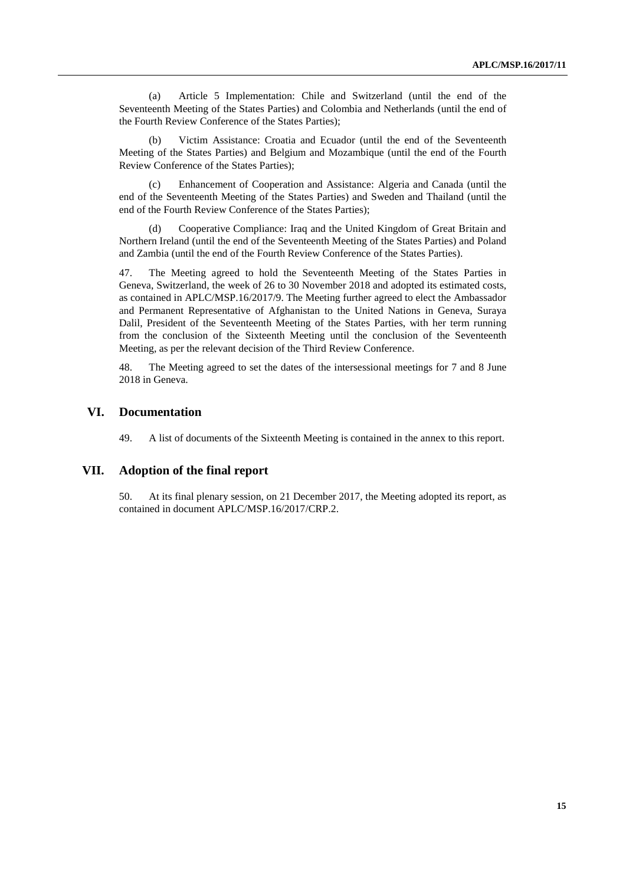(a) Article 5 Implementation: Chile and Switzerland (until the end of the Seventeenth Meeting of the States Parties) and Colombia and Netherlands (until the end of the Fourth Review Conference of the States Parties);

(b) Victim Assistance: Croatia and Ecuador (until the end of the Seventeenth Meeting of the States Parties) and Belgium and Mozambique (until the end of the Fourth Review Conference of the States Parties);

(c) Enhancement of Cooperation and Assistance: Algeria and Canada (until the end of the Seventeenth Meeting of the States Parties) and Sweden and Thailand (until the end of the Fourth Review Conference of the States Parties);

(d) Cooperative Compliance: Iraq and the United Kingdom of Great Britain and Northern Ireland (until the end of the Seventeenth Meeting of the States Parties) and Poland and Zambia (until the end of the Fourth Review Conference of the States Parties).

47. The Meeting agreed to hold the Seventeenth Meeting of the States Parties in Geneva, Switzerland, the week of 26 to 30 November 2018 and adopted its estimated costs, as contained in APLC/MSP.16/2017/9. The Meeting further agreed to elect the Ambassador and Permanent Representative of Afghanistan to the United Nations in Geneva, Suraya Dalil, President of the Seventeenth Meeting of the States Parties, with her term running from the conclusion of the Sixteenth Meeting until the conclusion of the Seventeenth Meeting, as per the relevant decision of the Third Review Conference.

48. The Meeting agreed to set the dates of the intersessional meetings for 7 and 8 June 2018 in Geneva.

## VI. Documentation

49. A list of documents of the Sixteenth Meeting is contained in the annex to this report.

## VII. Adoption of the final report

50. At its final plenary session, on 21 December 2017, the Meeting adopted its report, as contained in document APLC/MSP.16/2017/CRP.2.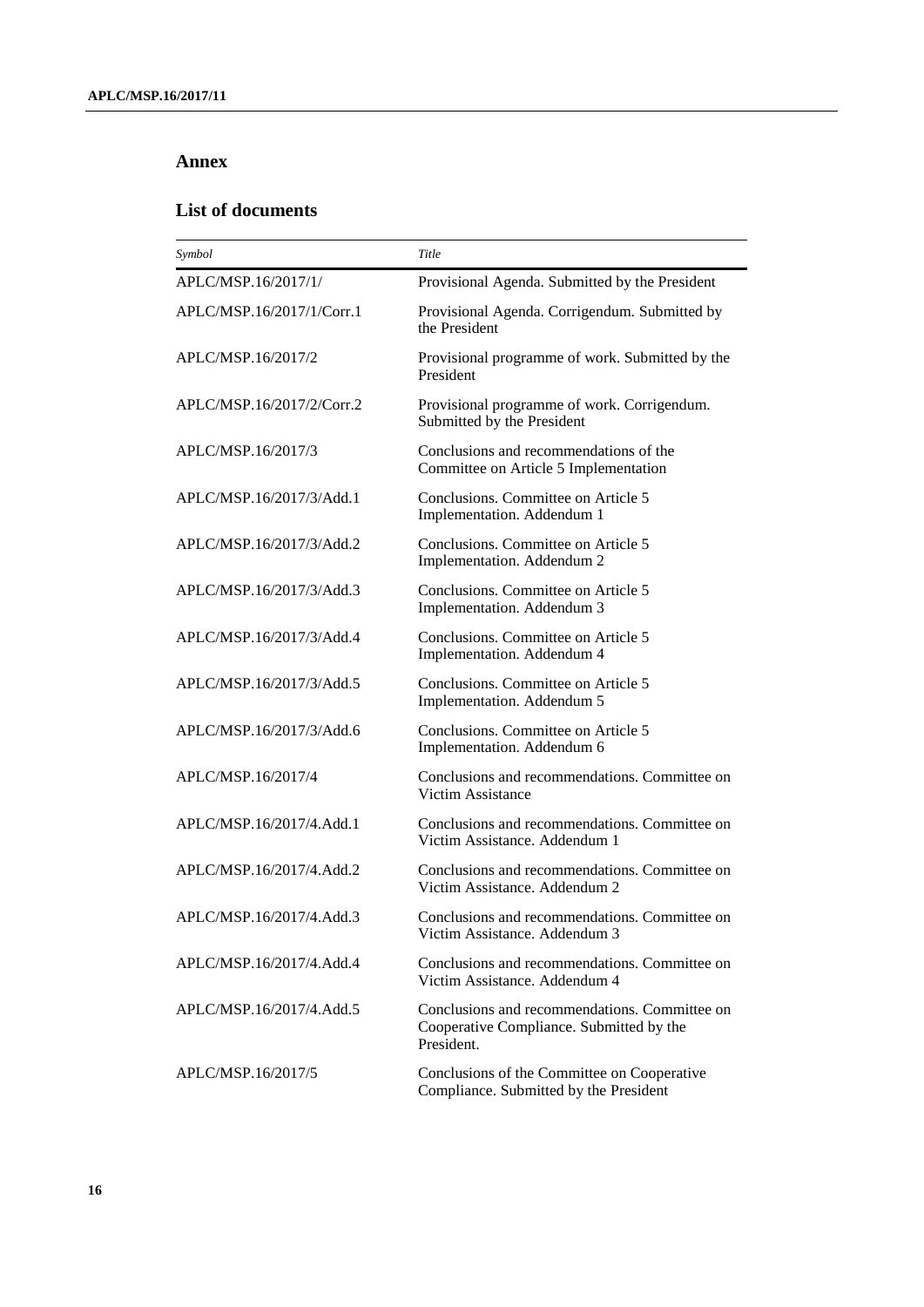## Annex

### List of documents

| *Symbol* | *Title* |
|---|---|
| APLC/MSP.16/2017/1/ | Provisional Agenda. Submitted by the President |
| APLC/MSP.16/2017/1/Corr.1 | Provisional Agenda. Corrigendum. Submitted by the President |
| APLC/MSP.16/2017/2 | Provisional programme of work. Submitted by the President |
| APLC/MSP.16/2017/2/Corr.2 | Provisional programme of work. Corrigendum. Submitted by the President |
| APLC/MSP.16/2017/3 | Conclusions and recommendations of the Committee on Article 5 Implementation |
| APLC/MSP.16/2017/3/Add.1 | Conclusions. Committee on Article 5 Implementation. Addendum 1 |
| APLC/MSP.16/2017/3/Add.2 | Conclusions. Committee on Article 5 Implementation. Addendum 2 |
| APLC/MSP.16/2017/3/Add.3 | Conclusions. Committee on Article 5 Implementation. Addendum 3 |
| APLC/MSP.16/2017/3/Add.4 | Conclusions. Committee on Article 5 Implementation. Addendum 4 |
| APLC/MSP.16/2017/3/Add.5 | Conclusions. Committee on Article 5 Implementation. Addendum 5 |
| APLC/MSP.16/2017/3/Add.6 | Conclusions. Committee on Article 5 Implementation. Addendum 6 |
| APLC/MSP.16/2017/4 | Conclusions and recommendations. Committee on Victim Assistance |
| APLC/MSP.16/2017/4.Add.1 | Conclusions and recommendations. Committee on Victim Assistance. Addendum 1 |
| APLC/MSP.16/2017/4.Add.2 | Conclusions and recommendations. Committee on Victim Assistance. Addendum 2 |
| APLC/MSP.16/2017/4.Add.3 | Conclusions and recommendations. Committee on Victim Assistance. Addendum 3 |
| APLC/MSP.16/2017/4.Add.4 | Conclusions and recommendations. Committee on Victim Assistance. Addendum 4 |
| APLC/MSP.16/2017/4.Add.5 | Conclusions and recommendations. Committee on Cooperative Compliance. Submitted by the President. |
| APLC/MSP.16/2017/5 | Conclusions of the Committee on Cooperative Compliance. Submitted by the President |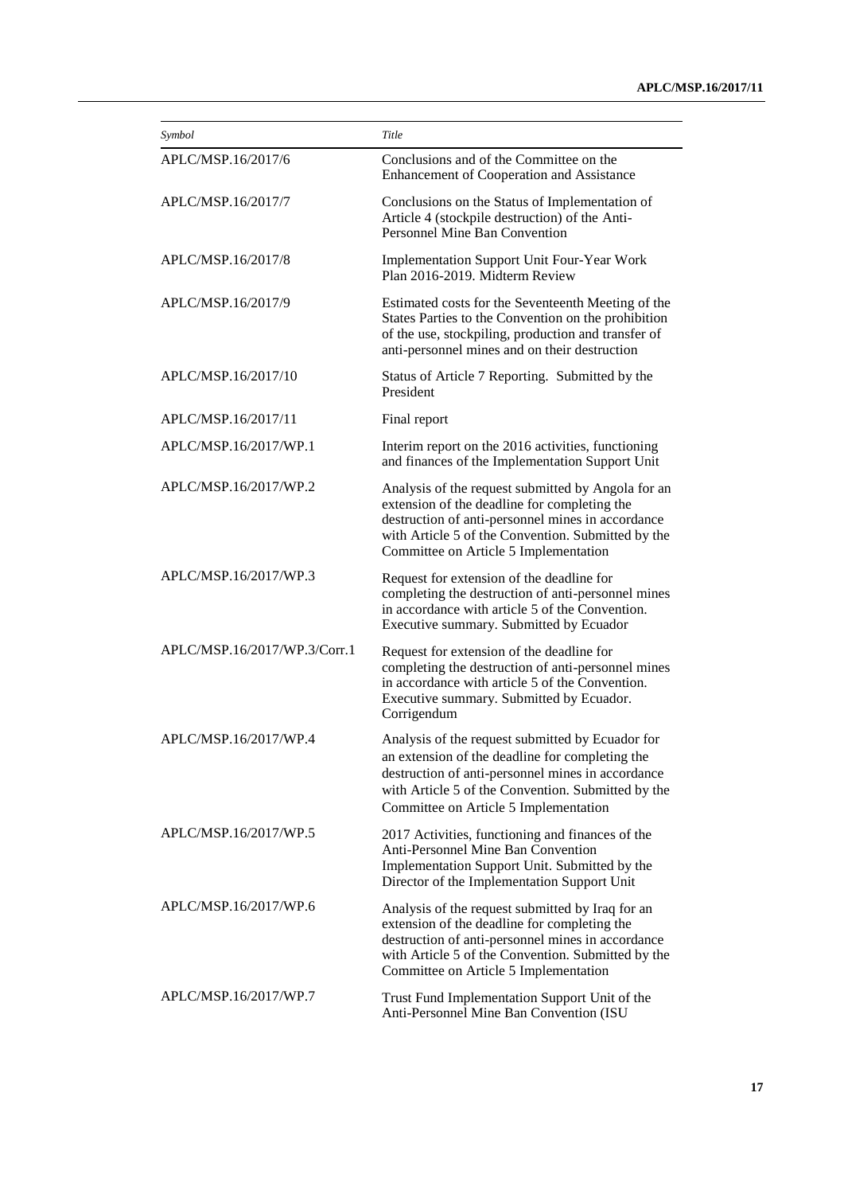| *Symbol* | *Title* |
| --- | --- |
| APLC/MSP.16/2017/6 | Conclusions and of the Committee on the Enhancement of Cooperation and Assistance |
| APLC/MSP.16/2017/7 | Conclusions on the Status of Implementation of Article 4 (stockpile destruction) of the Anti-Personnel Mine Ban Convention |
| APLC/MSP.16/2017/8 | Implementation Support Unit Four-Year Work Plan 2016-2019. Midterm Review |
| APLC/MSP.16/2017/9 | Estimated costs for the Seventeenth Meeting of the States Parties to the Convention on the prohibition of the use, stockpiling, production and transfer of anti-personnel mines and on their destruction |
| APLC/MSP.16/2017/10 | Status of Article 7 Reporting. Submitted by the President |
| APLC/MSP.16/2017/11 | Final report |
| APLC/MSP.16/2017/WP.1 | Interim report on the 2016 activities, functioning and finances of the Implementation Support Unit |
| APLC/MSP.16/2017/WP.2 | Analysis of the request submitted by Angola for an extension of the deadline for completing the destruction of anti-personnel mines in accordance with Article 5 of the Convention. Submitted by the Committee on Article 5 Implementation |
| APLC/MSP.16/2017/WP.3 | Request for extension of the deadline for completing the destruction of anti-personnel mines in accordance with article 5 of the Convention. Executive summary. Submitted by Ecuador |
| APLC/MSP.16/2017/WP.3/Corr.1 | Request for extension of the deadline for completing the destruction of anti-personnel mines in accordance with article 5 of the Convention. Executive summary. Submitted by Ecuador. Corrigendum |
| APLC/MSP.16/2017/WP.4 | Analysis of the request submitted by Ecuador for an extension of the deadline for completing the destruction of anti-personnel mines in accordance with Article 5 of the Convention. Submitted by the Committee on Article 5 Implementation |
| APLC/MSP.16/2017/WP.5 | 2017 Activities, functioning and finances of the Anti-Personnel Mine Ban Convention Implementation Support Unit. Submitted by the Director of the Implementation Support Unit |
| APLC/MSP.16/2017/WP.6 | Analysis of the request submitted by Iraq for an extension of the deadline for completing the destruction of anti-personnel mines in accordance with Article 5 of the Convention. Submitted by the Committee on Article 5 Implementation |
| APLC/MSP.16/2017/WP.7 | Trust Fund Implementation Support Unit of the Anti-Personnel Mine Ban Convention (ISU |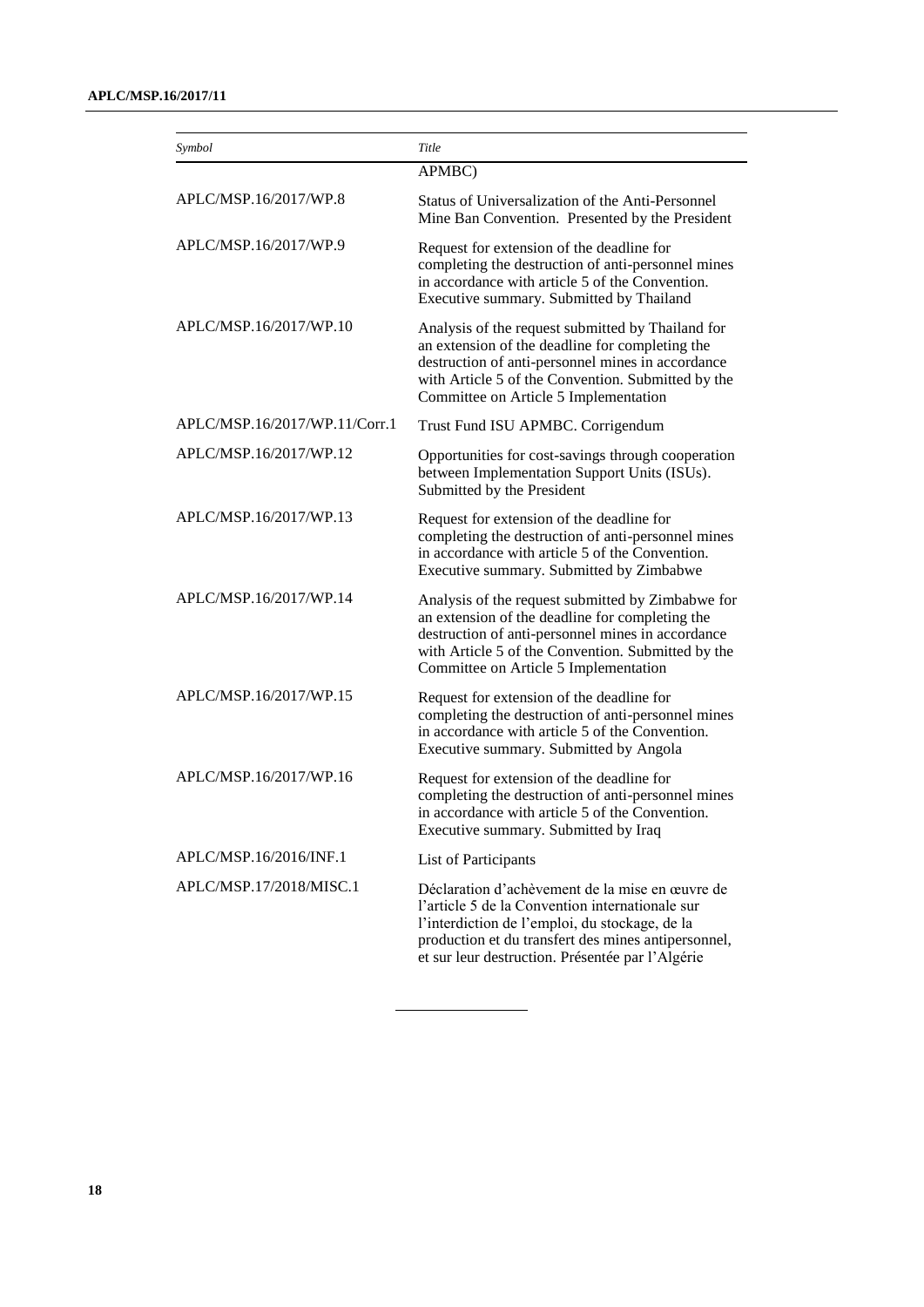| Symbol | Title |
|---|---|
| | APMBC) |
| APLC/MSP.16/2017/WP.8 | Status of Universalization of the Anti-Personnel Mine Ban Convention. Presented by the President |
| APLC/MSP.16/2017/WP.9 | Request for extension of the deadline for completing the destruction of anti-personnel mines in accordance with article 5 of the Convention. Executive summary. Submitted by Thailand |
| APLC/MSP.16/2017/WP.10 | Analysis of the request submitted by Thailand for an extension of the deadline for completing the destruction of anti-personnel mines in accordance with Article 5 of the Convention. Submitted by the Committee on Article 5 Implementation |
| APLC/MSP.16/2017/WP.11/Corr.1 | Trust Fund ISU APMBC. Corrigendum |
| APLC/MSP.16/2017/WP.12 | Opportunities for cost-savings through cooperation between Implementation Support Units (ISUs). Submitted by the President |
| APLC/MSP.16/2017/WP.13 | Request for extension of the deadline for completing the destruction of anti-personnel mines in accordance with article 5 of the Convention. Executive summary. Submitted by Zimbabwe |
| APLC/MSP.16/2017/WP.14 | Analysis of the request submitted by Zimbabwe for an extension of the deadline for completing the destruction of anti-personnel mines in accordance with Article 5 of the Convention. Submitted by the Committee on Article 5 Implementation |
| APLC/MSP.16/2017/WP.15 | Request for extension of the deadline for completing the destruction of anti-personnel mines in accordance with article 5 of the Convention. Executive summary. Submitted by Angola |
| APLC/MSP.16/2017/WP.16 | Request for extension of the deadline for completing the destruction of anti-personnel mines in accordance with article 5 of the Convention. Executive summary. Submitted by Iraq |
| APLC/MSP.16/2016/INF.1 | List of Participants |
| APLC/MSP.17/2018/MISC.1 | Déclaration d'achèvement de la mise en œuvre de l'article 5 de la Convention internationale sur l'interdiction de l'emploi, du stockage, de la production et du transfert des mines antipersonnel, et sur leur destruction. Présentée par l'Algérie |